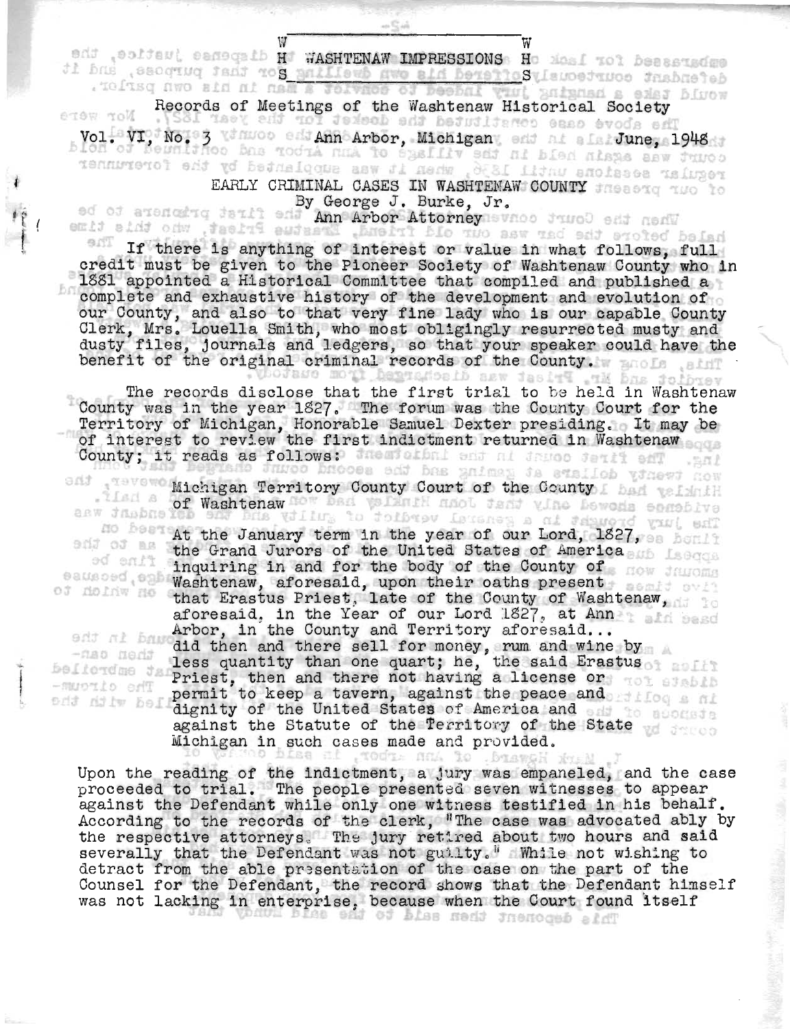W H S WASHTENAW IMPRESSIONS W H S

Records of Meetings of the Washtenaw Historical Society

Vol. VI, No. 3 Ann Arbor, Michigan June, 1948

# EARLY CRIMINAL CASES IN WASHTENAW COUNTY

By George J. Burke, Jr.
Ann Arbor Attorney

If there is anything of interest or value in what follows, full credit must be given to the Pioneer Society of Washtenaw County who in 1881 appointed a Historical Committee that compiled and published a complete and exhaustive history of the development and evolution of our County, and also to that very fine lady who is our capable County Clerk, Mrs. Louella Smith, who most obligingly resurrected musty and dusty files, journals and ledgers, so that your speaker could have the benefit of the original criminal records of the County.

The records disclose that the first trial to be held in Washtenaw County was in the year 1827. The forum was the County Court for the Territory of Michigan, Honorable Samuel Dexter presiding. It may be of interest to review the first indictment returned in Washtenaw County; it reads as follows:

> Michigan Territory County Court of the County of Washtenaw
>
> At the January term in the year of our Lord, 1827, the Grand Jurors of the United States of America inquiring in and for the body of the County of Washtenaw, aforesaid, upon their oaths present that Erastus Priest, late of the County of Washtenaw, aforesaid, in the Year of our Lord 1827, at Ann Arbor, in the County and Territory aforesaid... did then and there sell for money, rum and wine by less quantity than one quart; he, the said Erastus Priest, then and there not having a license or permit to keep a tavern, against the peace and dignity of the United States of America and against the Statute of the Territory of the State Michigan in such cases made and provided.

Upon the reading of the indictment, a jury was empaneled, and the case proceeded to trial. The people presented seven witnesses to appear against the Defendant while only one witness testified in his behalf. According to the records of the clerk, "The case was advocated ably by the respective attorneys. The jury retired about two hours and said severally that the Defendant was not guilty." While not wishing to detract from the able presentation of the case on the part of the Counsel for the Defendant, the record shows that the Defendant himself was not lacking in enterprise, because when the Court found itself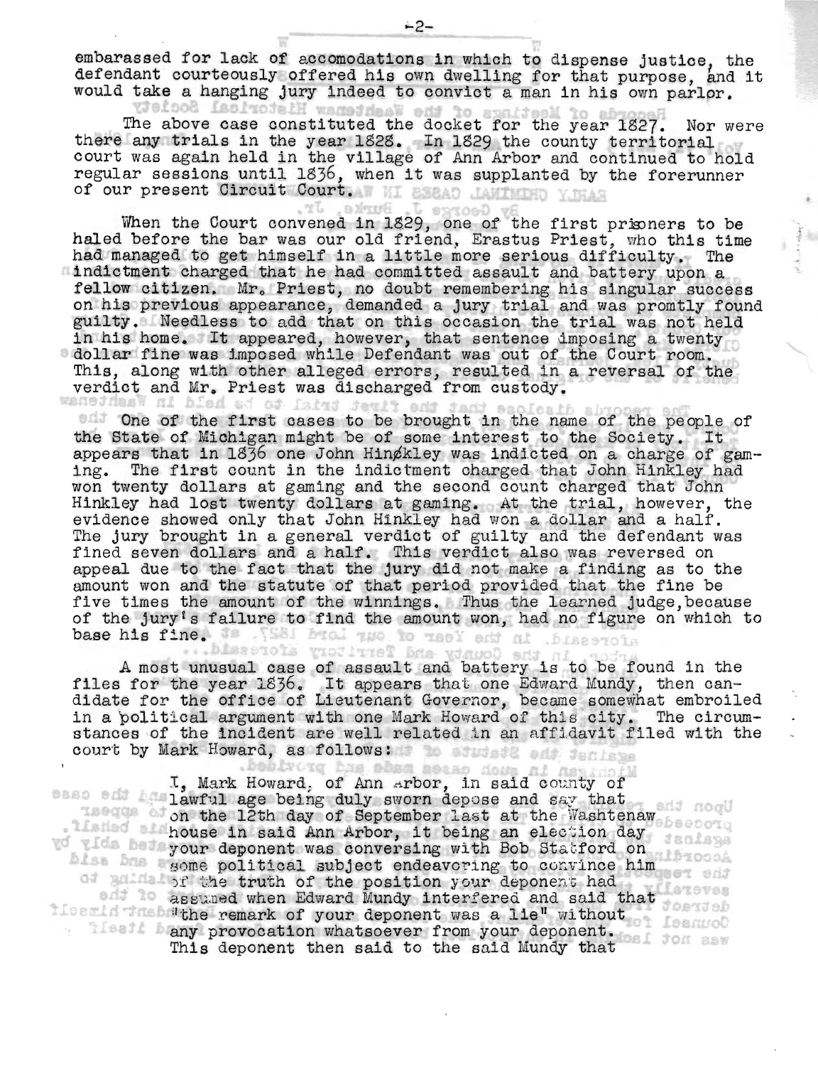embarassed for lack of accomodations in which to dispense justice, the defendant courteously offered his own dwelling for that purpose, and it would take a hanging jury indeed to convict a man in his own parlor.

The above case constituted the docket for the year 1827. Nor were there any trials in the year 1828. In 1829 the county territorial court was again held in the village of Ann Arbor and continued to hold regular sessions until 1836, when it was supplanted by the forerunner of our present Circuit Court.

When the Court convened in 1829, one of the first prisoners to be haled before the bar was our old friend, Erastus Priest, who this time had managed to get himself in a little more serious difficulty. The indictment charged that he had committed assault and battery upon a fellow citizen. Mr. Priest, no doubt remembering his singular success on his previous appearance, demanded a jury trial and was promtly found guilty. Needless to add that on this occasion the trial was not held in his home. It appeared, however, that sentence imposing a twenty dollar fine was imposed while Defendant was out of the Court room. This, along with other alleged errors, resulted in a reversal of the verdict and Mr. Priest was discharged from custody.

One of the first cases to be brought in the name of the people of the State of Michigan might be of some interest to the Society. It appears that in 1836 one John Hinkley was indicted on a charge of gaming. The first count in the indictment charged that John Hinkley had won twenty dollars at gaming and the second count charged that John Hinkley had lost twenty dollars at gaming. At the trial, however, the evidence showed only that John Hinkley had won a dollar and a half. The jury brought in a general verdict of guilty and the defendant was fined seven dollars and a half. This verdict also was reversed on appeal due to the fact that the jury did not make a finding as to the amount won and the statute of that period provided that the fine be five times the amount of the winnings. Thus the learned judge, because of the jury's failure to find the amount won, had no figure on which to base his fine.

A most unusual case of assault and battery is to be found in the files for the year 1836. It appears that one Edward Mundy, then candidate for the office of Lieutenant Governor, became somewhat embroiled in a political argument with one Mark Howard of this city. The circumstances of the incident are well related in an affidavit filed with the court by Mark Howard, as follows:

> I, Mark Howard, of Ann Arbor, in said county of lawful age being duly sworn depose and say that on the 12th day of September last at the Washtenaw house in said Ann Arbor, it being an election day your deponent was conversing with Bob Stafford on some political subject endeavoring to convince him of the truth of the position your deponent had assumed when Edward Mundy interfered and said that "the remark of your deponent was a lie" without any provocation whatsoever from your deponent. This deponent then said to the said Mundy that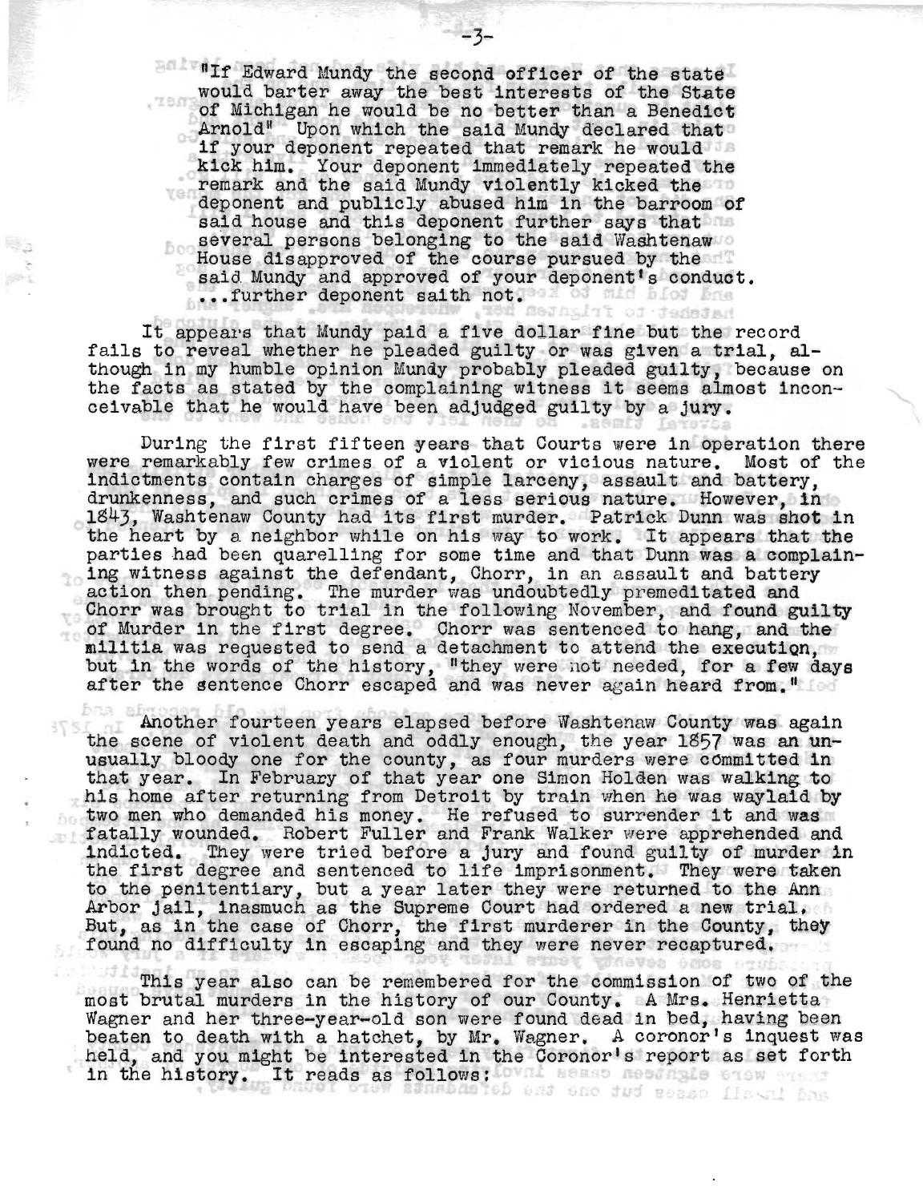"If Edward Mundy the second officer of the state would barter away the best interests of the State of Michigan he would be no better than a Benedict Arnold" Upon which the said Mundy declared that if your deponent repeated that remark he would kick him. Your deponent immediately repeated the remark and the said Mundy violently kicked the deponent and publicly abused him in the barroom of said house and this deponent further says that several persons belonging to the said Washtenaw House disapproved of the course pursued by the said Mundy and approved of your deponent's conduct. ...further deponent saith not.

It appears that Mundy paid a five dollar fine but the record fails to reveal whether he pleaded guilty or was given a trial, although in my humble opinion Mundy probably pleaded guilty, because on the facts as stated by the complaining witness it seems almost inconceivable that he would have been adjudged guilty by a jury.

During the first fifteen years that Courts were in operation there were remarkably few crimes of a violent or vicious nature. Most of the indictments contain charges of simple larceny, assault and battery, drunkenness, and such crimes of a less serious nature. However, in 1843, Washtenaw County had its first murder. Patrick Dunn was shot in the heart by a neighbor while on his way to work. It appears that the parties had been quarelling for some time and that Dunn was a complaining witness against the defendant, Chorr, in an assault and battery action then pending. The murder was undoubtedly premeditated and Chorr was brought to trial in the following November, and found guilty of Murder in the first degree. Chorr was sentenced to hang, and the militia was requested to send a detachment to attend the execution, but in the words of the history, "they were not needed, for a few days after the sentence Chorr escaped and was never again heard from."

Another fourteen years elapsed before Washtenaw County was again the scene of violent death and oddly enough, the year 1857 was an unusually bloody one for the county, as four murders were committed in that year. In February of that year one Simon Holden was walking to his home after returning from Detroit by train when he was waylaid by two men who demanded his money. He refused to surrender it and was fatally wounded. Robert Fuller and Frank Walker were apprehended and indicted. They were tried before a jury and found guilty of murder in the first degree and sentenced to life imprisonment. They were taken to the penitentiary, but a year later they were returned to the Ann Arbor jail, inasmuch as the Supreme Court had ordered a new trial. But, as in the case of Chorr, the first murderer in the County, they found no difficulty in escaping and they were never recaptured.

This year also can be remembered for the commission of two of the most brutal murders in the history of our County. A Mrs. Henrietta Wagner and her three-year-old son were found dead in bed, having been beaten to death with a hatchet, by Mr. Wagner. A coroner's inquest was held, and you might be interested in the Coroner's report as set forth in the history. It reads as follows: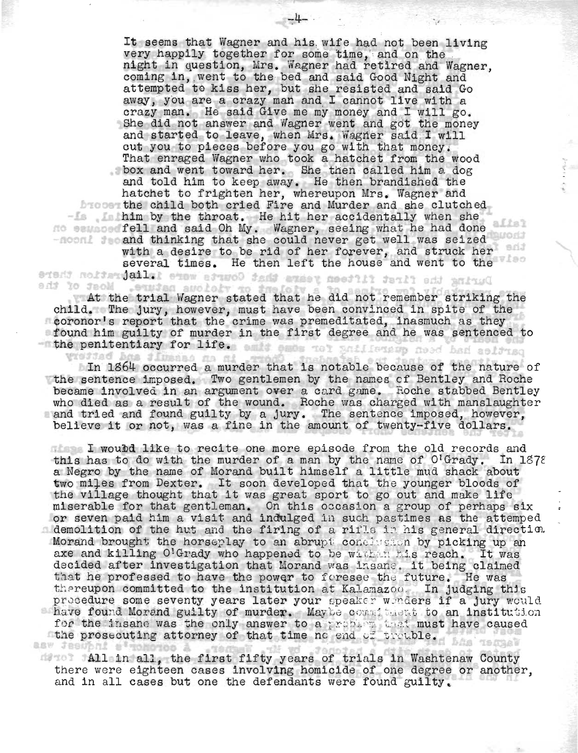It seems that Wagner and his wife had not been living very happily together for some time, and on the night in question, Mrs. Wagner had retired and Wagner, coming in, went to the bed and said Good Night and attempted to kiss her, but she resisted and said Go away, you are a crazy man and I cannot live with a crazy man. He said Give me my money and I will go. She did not answer and Wagner went and got the money and started to leave, when Mrs. Wagner said I will cut you to pieces before you go with that money. That enraged Wagner who took a hatchet from the wood box and went toward her. She then called him a dog and told him to keep away. He then brandished the hatchet to frighten her, whereupon Mrs. Wagner and the child both cried Fire and Murder and she clutched him by the throat. He hit her accidentally when she fell and said Oh My. Wagner, seeing what he had done and thinking that she could never get well was seized with a desire to be rid of her forever, and struck her several times. He then left the house and went to the jail.

At the trial Wagner stated that he did not remember striking the child. The jury, however, must have been convinced in spite of the coronor's report that the crime was premeditated, inasmuch as they found him guilty of murder in the first degree and he was sentenced to the penitentiary for life.

In 1864 occurred a murder that is notable because of the nature of the sentence imposed. Two gentlemen by the names of Bentley and Roche became involved in an argument over a card game. Roche stabbed Bentley who died as a result of the wound. Roche was charged with manslaughter and tried and found guilty by a jury. The sentence imposed, however, believe it or not, was a fine in the amount of twenty-five dollars.

I woubd like to recite one more episode from the old records and this has to do with the murder of a man by the name of O'Grady. In 1878 a Negro by the name of Morand built himself a little mud shack about two miles from Dexter. It soon developed that the younger bloods of the village thought that it was great sport to go out and make life miserable for that gentleman. On this occasion a group of perhaps six or seven paid him a visit and indulged in such pastimes as the attemped demolition of the hut and the firing of a rifle in his general direction. Morand brought the horseplay to an abrupt conclusion by picking up an axe and killing O'Grady who happened to be within his reach. It was decided after investigation that Morand was insane, it being claimed that he professed to have the power to foresee the future. He was thereupon committed to the institution at Kalamazoo. In judging this procedure some seventy years later your speaker wonders if a jury would have found Morand guilty of murder. Maybe commitment to an institution for the insane was the only answer to a problem that must have caused the prosecuting attorney of that time no end of trouble.

All in all, the first fifty years of trials in Washtenaw County there were eighteen cases involving homicide of one degree or another, and in all cases but one the defendants were found guilty.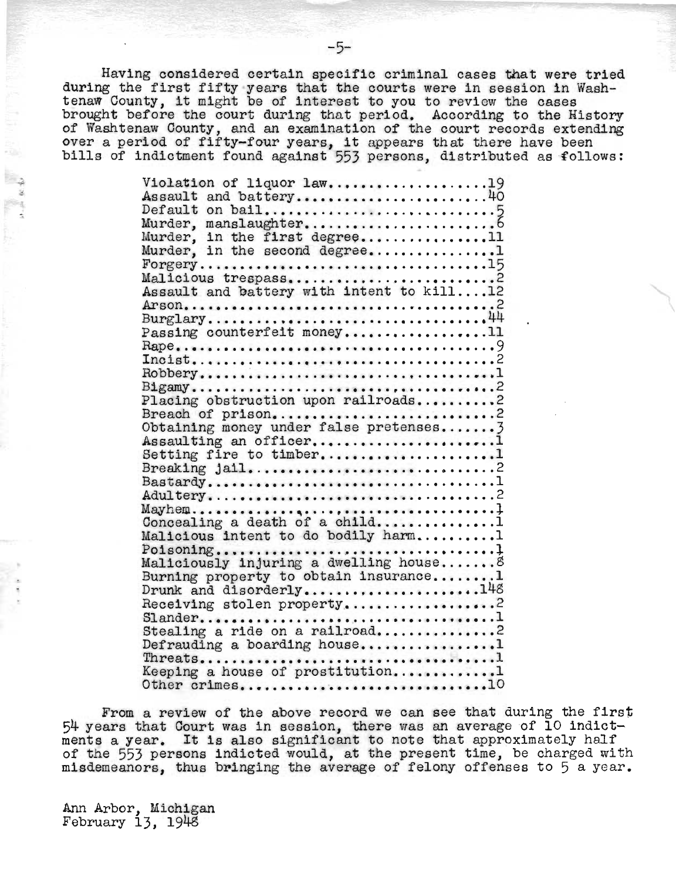Having considered certain specific criminal cases that were tried during the first fifty years that the courts were in session in Washtenaw County, it might be of interest to you to review the cases brought before the court during that period. According to the History of Washtenaw County, and an examination of the court records extending over a period of fifty-four years, it appears that there have been bills of indictment found against 553 persons, distributed as follows:

Violation of liquor law....................19
Assault and battery........................40
Default on bail.............................5
Murder, manslaughter........................6
Murder, in the first degree................11
Murder, in the second degree................1
Forgery....................................15
Malicious trespass..........................2
Assault and battery with intent to kill....12
Arson.......................................2
Burglary...................................44
Passing counterfeit money..................11
Rape........................................9
Incist......................................2
Robbery.....................................1
Bigamy......................................2
Placing obstruction upon railroads..........2
Breach of prison............................2
Obtaining money under false pretenses.......3
Assaulting an officer.......................1
Setting fire to timber......................1
Breaking jail...............................2
Bastardy....................................1
Adultery....................................2
Mayhem......................................1
Concealing a death of a child...............1
Malicious intent to do bodily harm..........1
Poisoning...................................1
Maliciously injuring a dwelling house.......8
Burning property to obtain insurance........1
Drunk and disorderly......................148
Receiving stolen property...................2
Slander.....................................1
Stealing a ride on a railroad...............2
Defrauding a boarding house.................1
Threats.....................................1
Keeping a house of prostitution.............1
Other crimes...............................10

From a review of the above record we can see that during the first 54 years that Court was in session, there was an average of 10 indictments a year. It is also significant to note that approximately half of the 553 persons indicted would, at the present time, be charged with misdemeanors, thus bringing the average of felony offenses to 5 a year.

Ann Arbor, Michigan
February 13, 1948